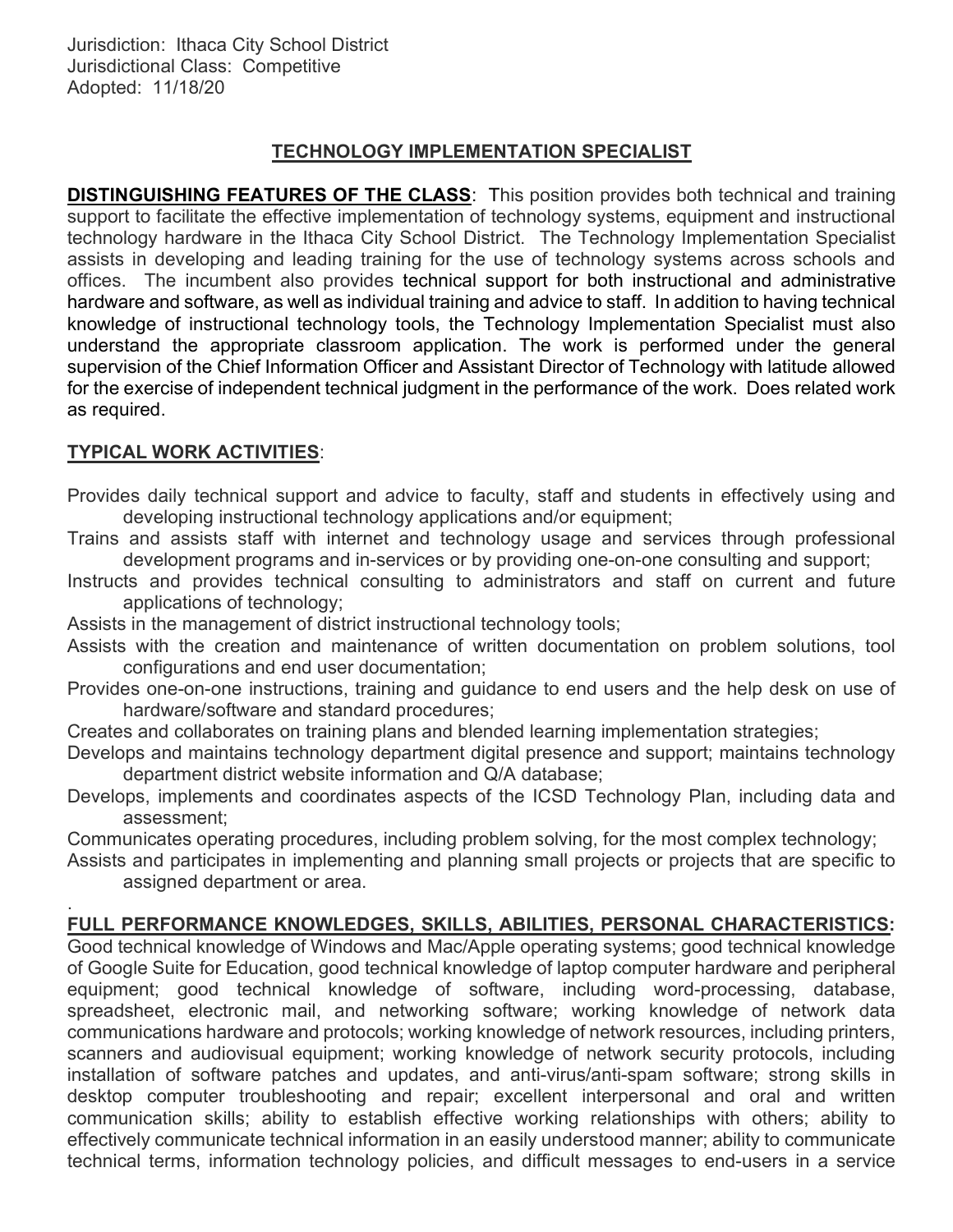Jurisdiction: Ithaca City School District
Jurisdictional Class: Competitive
Adopted: 11/18/20

# TECHNOLOGY IMPLEMENTATION SPECIALIST

**DISTINGUISHING FEATURES OF THE CLASS**: This position provides both technical and training support to facilitate the effective implementation of technology systems, equipment and instructional technology hardware in the Ithaca City School District. The Technology Implementation Specialist assists in developing and leading training for the use of technology systems across schools and offices. The incumbent also provides technical support for both instructional and administrative hardware and software, as well as individual training and advice to staff. In addition to having technical knowledge of instructional technology tools, the Technology Implementation Specialist must also understand the appropriate classroom application. The work is performed under the general supervision of the Chief Information Officer and Assistant Director of Technology with latitude allowed for the exercise of independent technical judgment in the performance of the work. Does related work as required.

**TYPICAL WORK ACTIVITIES**:

Provides daily technical support and advice to faculty, staff and students in effectively using and developing instructional technology applications and/or equipment;

Trains and assists staff with internet and technology usage and services through professional development programs and in-services or by providing one-on-one consulting and support;

Instructs and provides technical consulting to administrators and staff on current and future applications of technology;

Assists in the management of district instructional technology tools;

Assists with the creation and maintenance of written documentation on problem solutions, tool configurations and end user documentation;

Provides one-on-one instructions, training and guidance to end users and the help desk on use of hardware/software and standard procedures;

Creates and collaborates on training plans and blended learning implementation strategies;

Develops and maintains technology department digital presence and support; maintains technology department district website information and Q/A database;

Develops, implements and coordinates aspects of the ICSD Technology Plan, including data and assessment;

Communicates operating procedures, including problem solving, for the most complex technology;

Assists and participates in implementing and planning small projects or projects that are specific to assigned department or area.

.

**FULL PERFORMANCE KNOWLEDGES, SKILLS, ABILITIES, PERSONAL CHARACTERISTICS:**
Good technical knowledge of Windows and Mac/Apple operating systems; good technical knowledge of Google Suite for Education, good technical knowledge of laptop computer hardware and peripheral equipment; good technical knowledge of software, including word-processing, database, spreadsheet, electronic mail, and networking software; working knowledge of network data communications hardware and protocols; working knowledge of network resources, including printers, scanners and audiovisual equipment; working knowledge of network security protocols, including installation of software patches and updates, and anti-virus/anti-spam software; strong skills in desktop computer troubleshooting and repair; excellent interpersonal and oral and written communication skills; ability to establish effective working relationships with others; ability to effectively communicate technical information in an easily understood manner; ability to communicate technical terms, information technology policies, and difficult messages to end-users in a service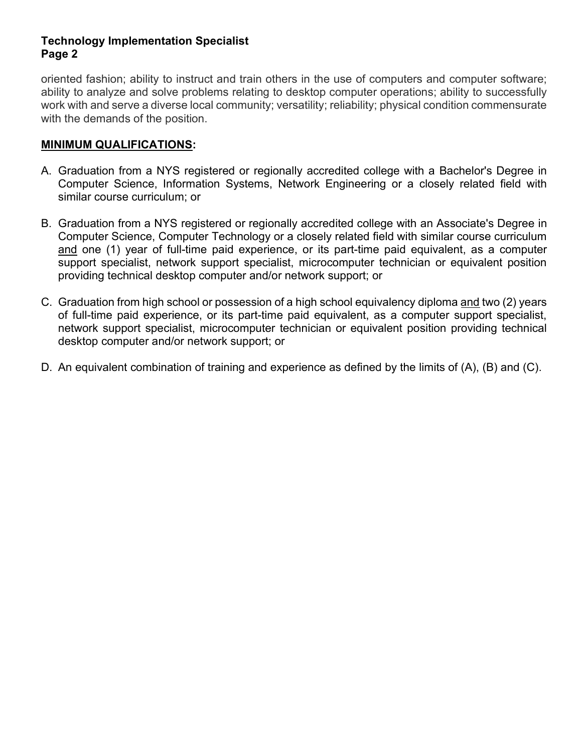oriented fashion; ability to instruct and train others in the use of computers and computer software; ability to analyze and solve problems relating to desktop computer operations; ability to successfully work with and serve a diverse local community; versatility; reliability; physical condition commensurate with the demands of the position.

**MINIMUM QUALIFICATIONS:**

A. Graduation from a NYS registered or regionally accredited college with a Bachelor's Degree in Computer Science, Information Systems, Network Engineering or a closely related field with similar course curriculum; or

B. Graduation from a NYS registered or regionally accredited college with an Associate's Degree in Computer Science, Computer Technology or a closely related field with similar course curriculum and one (1) year of full-time paid experience, or its part-time paid equivalent, as a computer support specialist, network support specialist, microcomputer technician or equivalent position providing technical desktop computer and/or network support; or

C. Graduation from high school or possession of a high school equivalency diploma and two (2) years of full-time paid experience, or its part-time paid equivalent, as a computer support specialist, network support specialist, microcomputer technician or equivalent position providing technical desktop computer and/or network support; or

D. An equivalent combination of training and experience as defined by the limits of (A), (B) and (C).